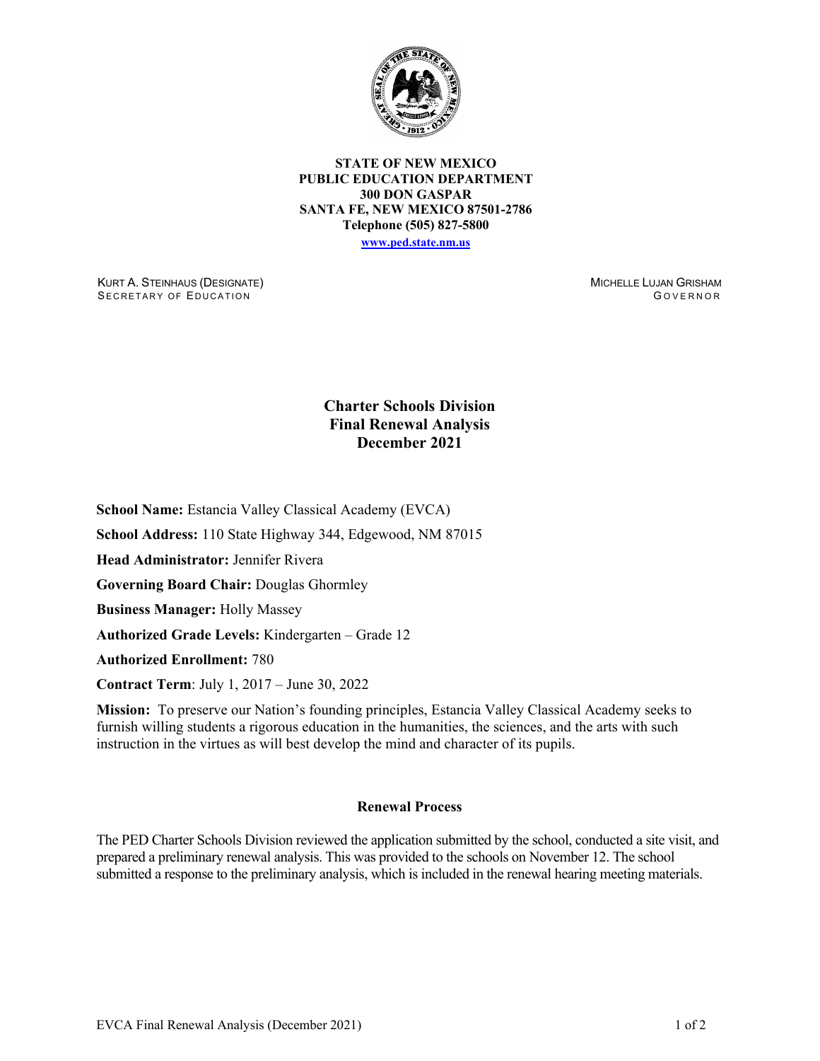**STATE OF NEW MEXICO**
**PUBLIC EDUCATION DEPARTMENT**
**300 DON GASPAR**
**SANTA FE, NEW MEXICO 87501-2786**
**Telephone (505) 827-5800**
**www.ped.state.nm.us**

KURT A. STEINHAUS (DESIGNATE)
SECRETARY OF EDUCATION

MICHELLE LUJAN GRISHAM
GOVERNOR

# Charter Schools Division Final Renewal Analysis December 2021

**School Name:** Estancia Valley Classical Academy (EVCA)

**School Address:** 110 State Highway 344, Edgewood, NM 87015

**Head Administrator:** Jennifer Rivera

**Governing Board Chair:** Douglas Ghormley

**Business Manager:** Holly Massey

**Authorized Grade Levels:** Kindergarten – Grade 12

**Authorized Enrollment:** 780

**Contract Term**: July 1, 2017 – June 30, 2022

**Mission:** To preserve our Nation's founding principles, Estancia Valley Classical Academy seeks to furnish willing students a rigorous education in the humanities, the sciences, and the arts with such instruction in the virtues as will best develop the mind and character of its pupils.

## Renewal Process

The PED Charter Schools Division reviewed the application submitted by the school, conducted a site visit, and prepared a preliminary renewal analysis. This was provided to the schools on November 12. The school submitted a response to the preliminary analysis, which is included in the renewal hearing meeting materials.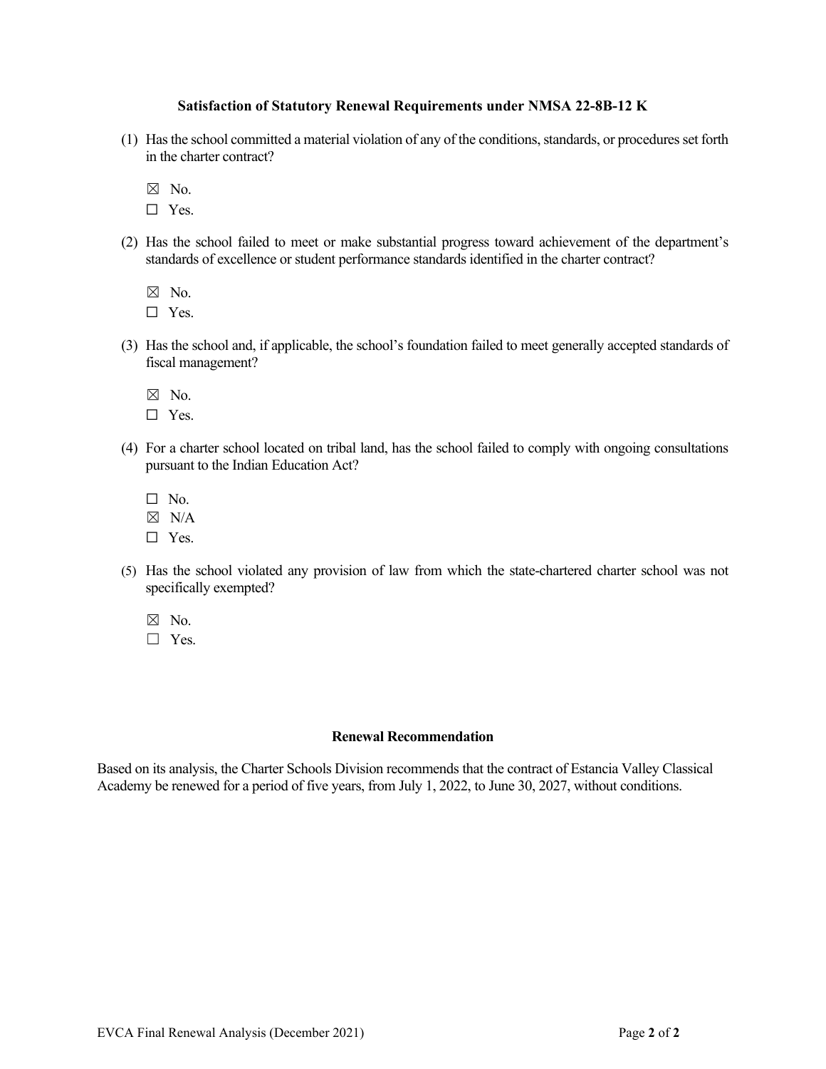### Satisfaction of Statutory Renewal Requirements under NMSA 22-8B-12 K

(1) Has the school committed a material violation of any of the conditions, standards, or procedures set forth in the charter contract?

- ☒ No.
- ☐ Yes.

(2) Has the school failed to meet or make substantial progress toward achievement of the department's standards of excellence or student performance standards identified in the charter contract?

- ☒ No.
- ☐ Yes.

(3) Has the school and, if applicable, the school's foundation failed to meet generally accepted standards of fiscal management?

- ☒ No.
- ☐ Yes.

(4) For a charter school located on tribal land, has the school failed to comply with ongoing consultations pursuant to the Indian Education Act?

- ☐ No.
- ☒ N/A
- ☐ Yes.

(5) Has the school violated any provision of law from which the state-chartered charter school was not specifically exempted?

- ☒ No.
- ☐ Yes.

### Renewal Recommendation

Based on its analysis, the Charter Schools Division recommends that the contract of Estancia Valley Classical Academy be renewed for a period of five years, from July 1, 2022, to June 30, 2027, without conditions.